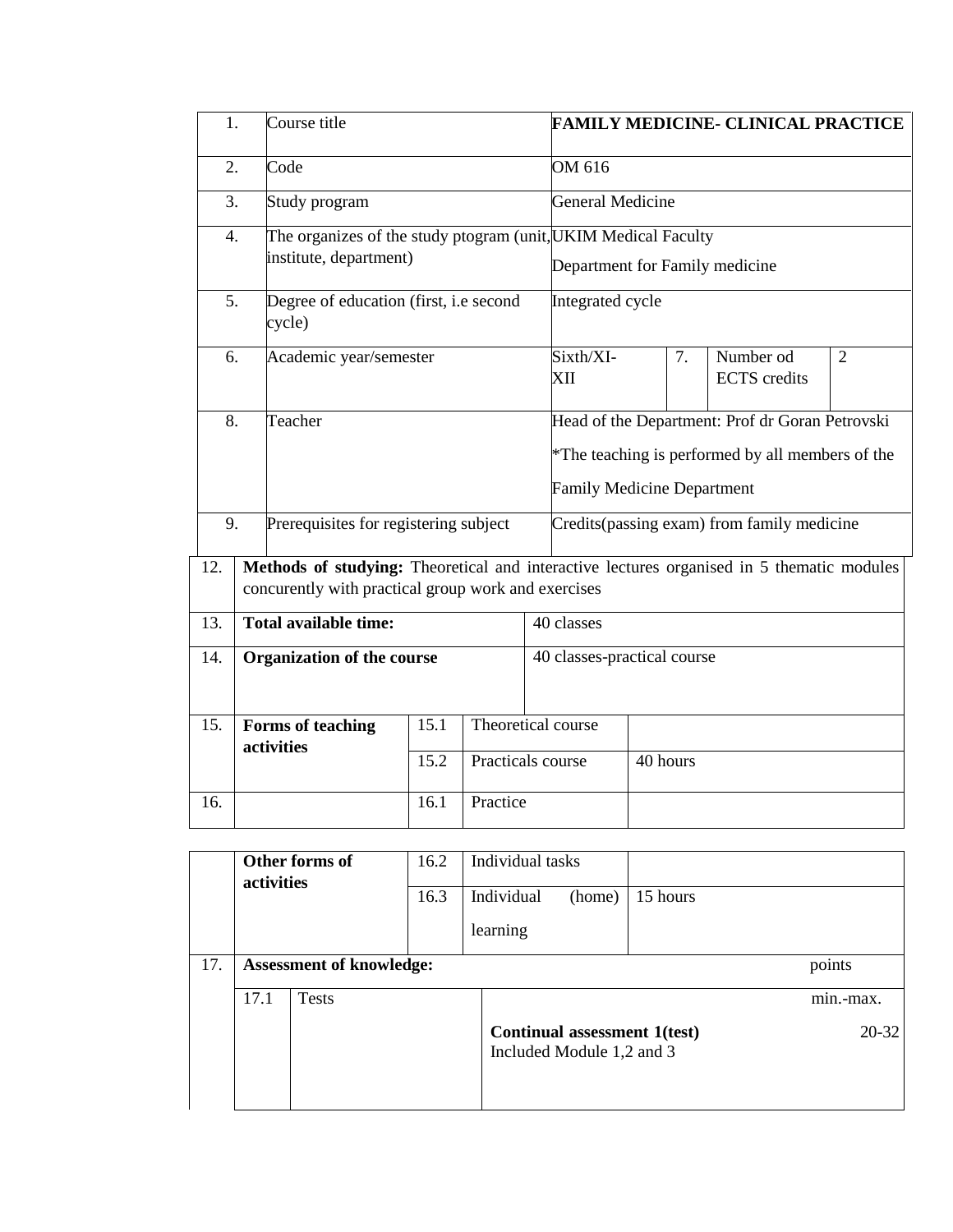| | | | | | | | |
|---|---|---|---|---|---|---|---|
| 1. | Course title | | | **FAMILY MEDICINE- CLINICAL PRACTICE** | | | |
| 2. | Code | | | OM 616 | | | |
| 3. | Study program | | | General Medicine | | | |
| 4. | The organizes of the study ptogram (unit, institute, department) | | | UKIM Medical Faculty<br>Department for Family medicine | | | |
| 5. | Degree of education (first, i.e second cycle) | | | Integrated cycle | | | |
| 6. | Academic year/semester | | | Sixth/XI-XII | 7. | Number od ECTS credits | 2 |
| 8. | Teacher | | | Head of the Department: Prof dr Goran Petrovski<br>*The teaching is performed by all members of the Family Medicine Department | | | |
| 9. | Prerequisites for registering subject | | | Credits(passing exam) from family medicine | | | |

| | | | | |
|---|---|---|---|---|
| 12. | **Methods of studying:** Theoretical and interactive lectures organised in 5 thematic modules concurently with practical group work and exercises | | | |
| 13. | **Total available time:** | | | 40 classes |
| 14. | **Organization of the course** | | | 40 classes-practical course |
| 15. | **Forms of teaching activities** | 15.1 | Theoretical course | |
| | | 15.2 | Practicals course | 40 hours |
| 16. | | 16.1 | Practice | |
| | **Other forms of activities** | 16.2 | Individual tasks | |
| | | 16.3 | Individual (home) learning | 15 hours |

| | | | | |
|---|---|---|---|---|
| 17. | **Assessment of knowledge:** | | | points |
| | 17.1 | Tests | **Continual assessment 1(test)**<br>Included Module 1,2 and 3 | min.-max.<br>20-32 |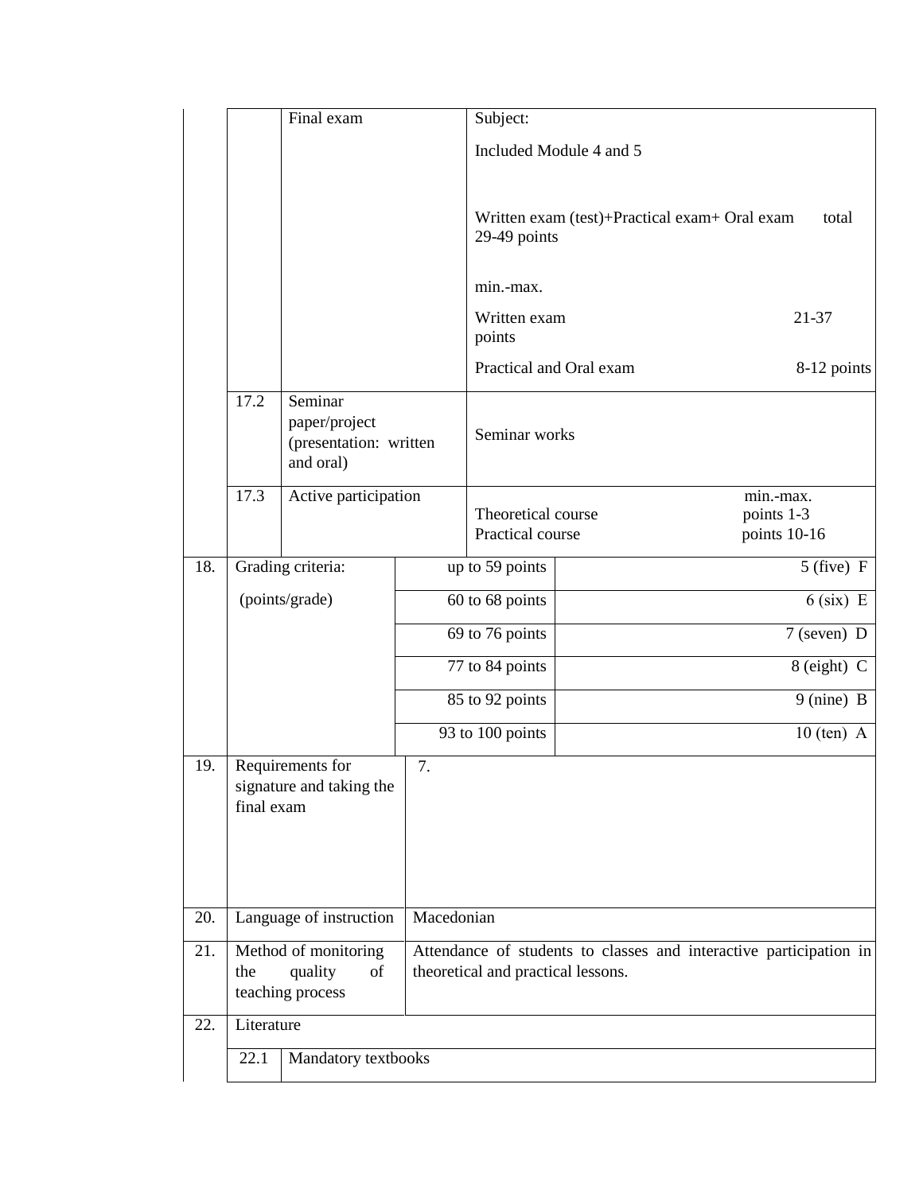| | | | | |
|---|---|---|---|---|
| | | Final exam | Subject:<br><br>Included Module 4 and 5<br><br>Written exam (test)+Practical exam+ Oral exam total 29-49 points<br><br>min.-max.<br><br>Written exam 21-37 points<br><br>Practical and Oral exam 8-12 points | |
| | 17.2 | Seminar paper/project (presentation: written and oral) | Seminar works | |
| | 17.3 | Active participation | Theoretical course min.-max. points 1-3<br>Practical course points 10-16 | |
| 18. | Grading criteria:<br><br>(points/grade) | | up to 59 points | 5 (five) F |
| | | | 60 to 68 points | 6 (six) E |
| | | | 69 to 76 points | 7 (seven) D |
| | | | 77 to 84 points | 8 (eight) C |
| | | | 85 to 92 points | 9 (nine) B |
| | | | 93 to 100 points | 10 (ten) A |
| 19. | Requirements for signature and taking the final exam | | 7. | |
| 20. | Language of instruction | | Macedonian | |
| 21. | Method of monitoring the quality of teaching process | | Attendance of students to classes and interactive participation in theoretical and practical lessons. | |
| 22. | Literature | | | |
| | 22.1 | Mandatory textbooks | | |